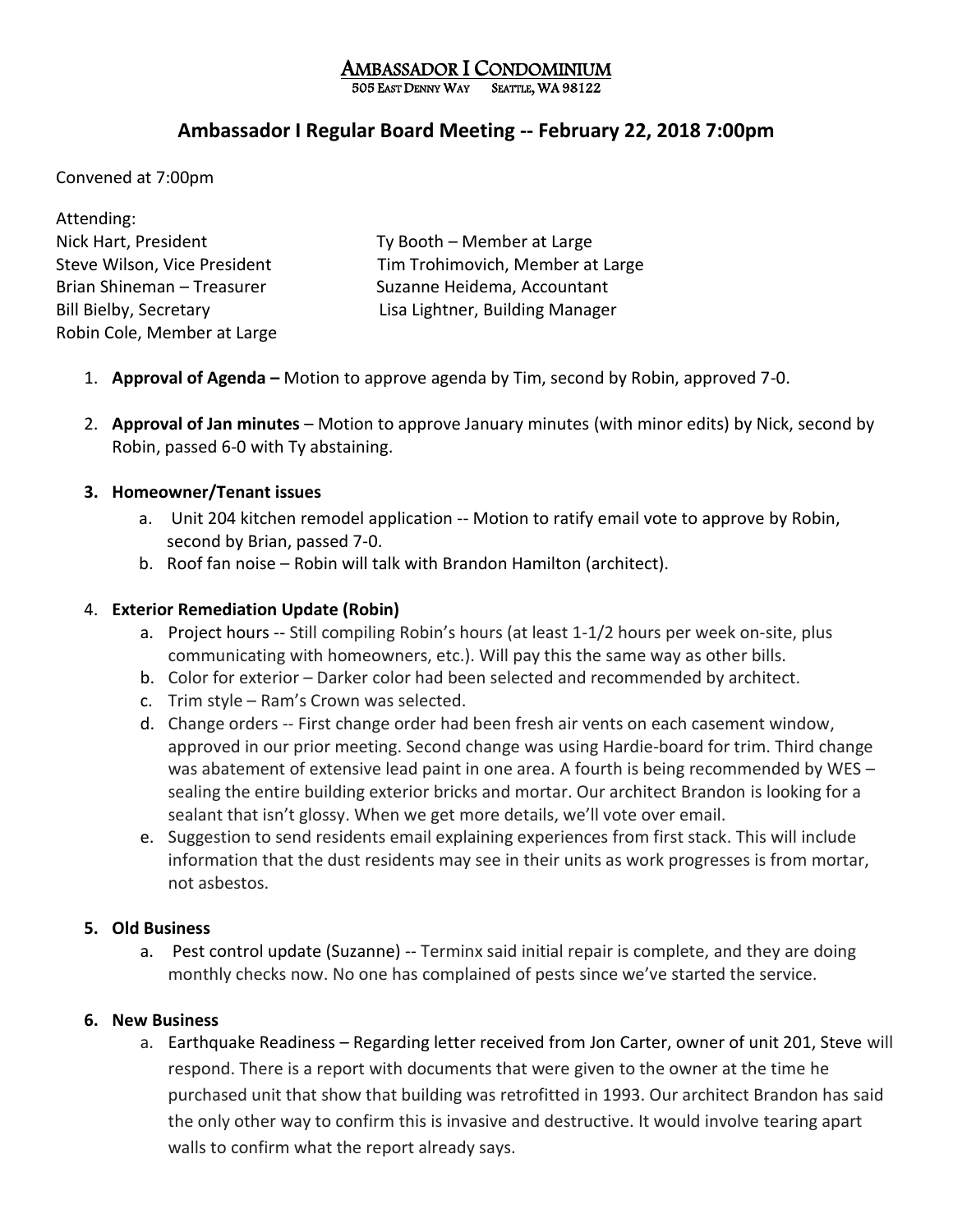# AMBASSADOR I CONDOMINIUM

505 EAST DENNY WAY SEATTLE, WA 98122

## Ambassador I Regular Board Meeting -- February 22, 2018 7:00pm

Convened at 7:00pm

Attending:

Nick Hart, President
Steve Wilson, Vice President
Brian Shineman – Treasurer
Bill Bielby, Secretary
Robin Cole, Member at Large
Ty Booth – Member at Large
Tim Trohimovich, Member at Large
Suzanne Heidema, Accountant
Lisa Lightner, Building Manager

1. **Approval of Agenda –** Motion to approve agenda by Tim, second by Robin, approved 7-0.

2. **Approval of Jan minutes** – Motion to approve January minutes (with minor edits) by Nick, second by Robin, passed 6-0 with Ty abstaining.

3. **Homeowner/Tenant issues**
   a. Unit 204 kitchen remodel application -- Motion to ratify email vote to approve by Robin, second by Brian, passed 7-0.
   b. Roof fan noise – Robin will talk with Brandon Hamilton (architect).

4. **Exterior Remediation Update (Robin)**
   a. Project hours -- Still compiling Robin's hours (at least 1-1/2 hours per week on-site, plus communicating with homeowners, etc.). Will pay this the same way as other bills.
   b. Color for exterior – Darker color had been selected and recommended by architect.
   c. Trim style – Ram's Crown was selected.
   d. Change orders -- First change order had been fresh air vents on each casement window, approved in our prior meeting. Second change was using Hardie-board for trim. Third change was abatement of extensive lead paint in one area. A fourth is being recommended by WES – sealing the entire building exterior bricks and mortar. Our architect Brandon is looking for a sealant that isn't glossy. When we get more details, we'll vote over email.
   e. Suggestion to send residents email explaining experiences from first stack. This will include information that the dust residents may see in their units as work progresses is from mortar, not asbestos.

5. **Old Business**
   a. Pest control update (Suzanne) -- Terminx said initial repair is complete, and they are doing monthly checks now. No one has complained of pests since we've started the service.

6. **New Business**
   a. Earthquake Readiness – Regarding letter received from Jon Carter, owner of unit 201, Steve will respond. There is a report with documents that were given to the owner at the time he purchased unit that show that building was retrofitted in 1993. Our architect Brandon has said the only other way to confirm this is invasive and destructive. It would involve tearing apart walls to confirm what the report already says.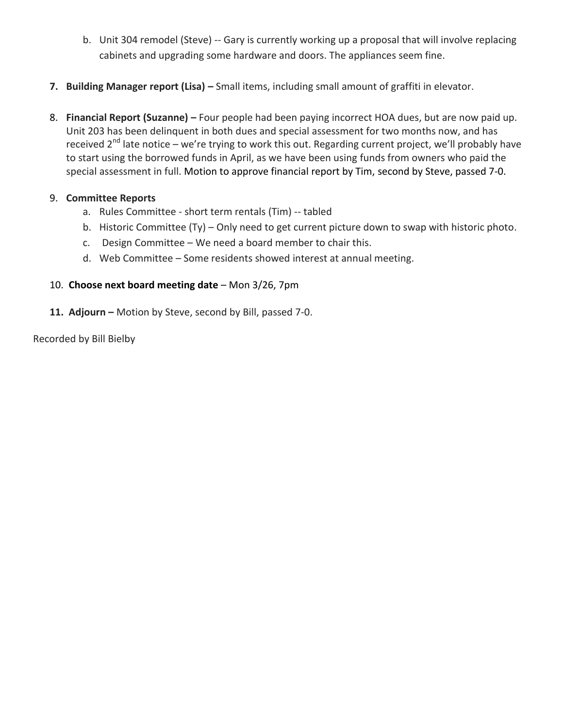b. Unit 304 remodel (Steve) -- Gary is currently working up a proposal that will involve replacing cabinets and upgrading some hardware and doors. The appliances seem fine.

7. **Building Manager report (Lisa) –** Small items, including small amount of graffiti in elevator.

8. **Financial Report (Suzanne) –** Four people had been paying incorrect HOA dues, but are now paid up. Unit 203 has been delinquent in both dues and special assessment for two months now, and has received 2nd late notice – we're trying to work this out. Regarding current project, we'll probably have to start using the borrowed funds in April, as we have been using funds from owners who paid the special assessment in full. Motion to approve financial report by Tim, second by Steve, passed 7-0.

9. **Committee Reports**
   a. Rules Committee - short term rentals (Tim) -- tabled
   b. Historic Committee (Ty) – Only need to get current picture down to swap with historic photo.
   c. Design Committee – We need a board member to chair this.
   d. Web Committee – Some residents showed interest at annual meeting.

10. **Choose next board meeting date** – Mon 3/26, 7pm

11. **Adjourn –** Motion by Steve, second by Bill, passed 7-0.

Recorded by Bill Bielby